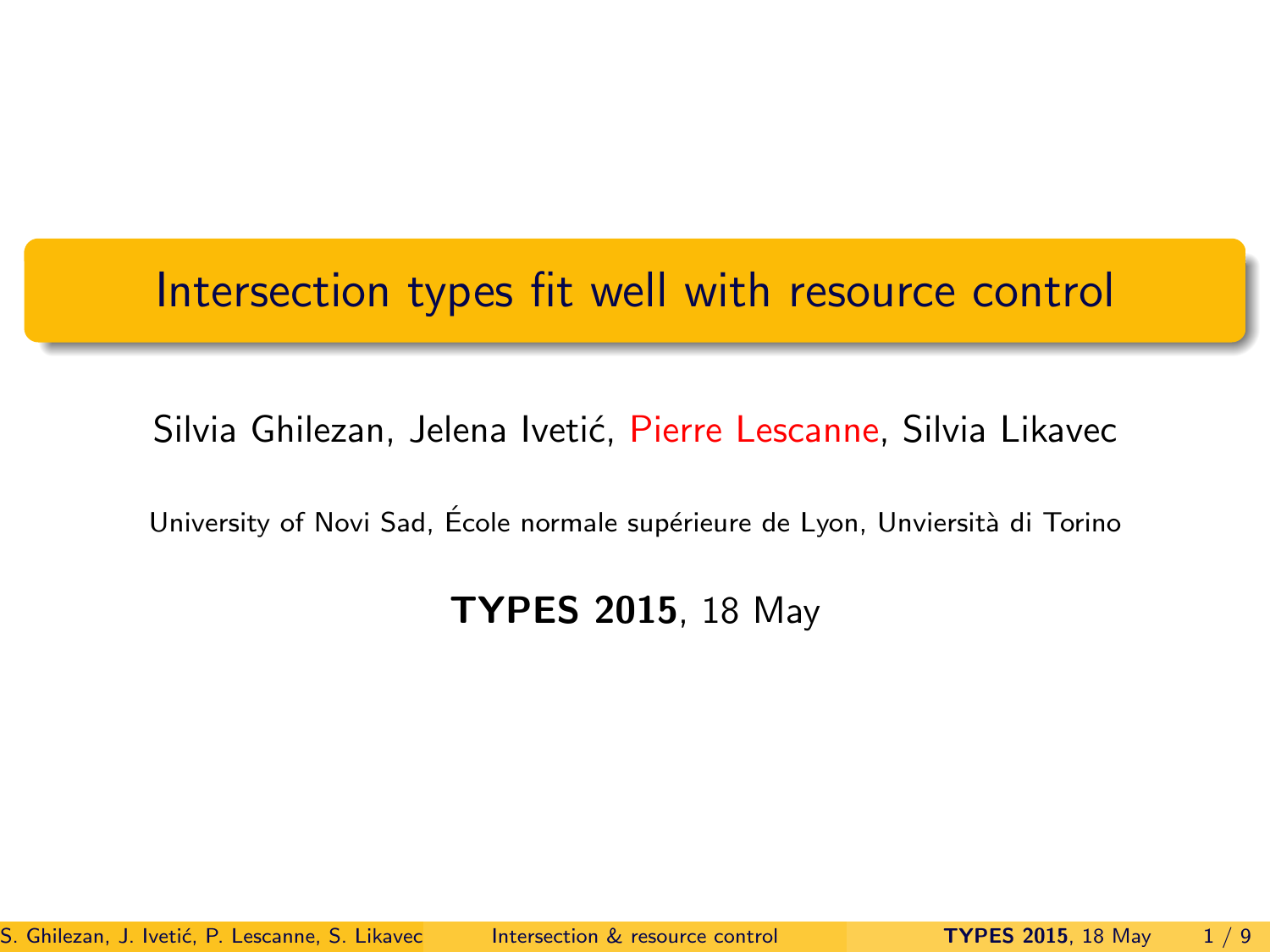# Intersection types fit well with resource control

Silvia Ghilezan, Jelena Ivetić, Pierre Lescanne, Silvia Likavec

University of Novi Sad, École normale supérieure de Lyon, Unviersità di Torino

**TYPES 2015**, 18 May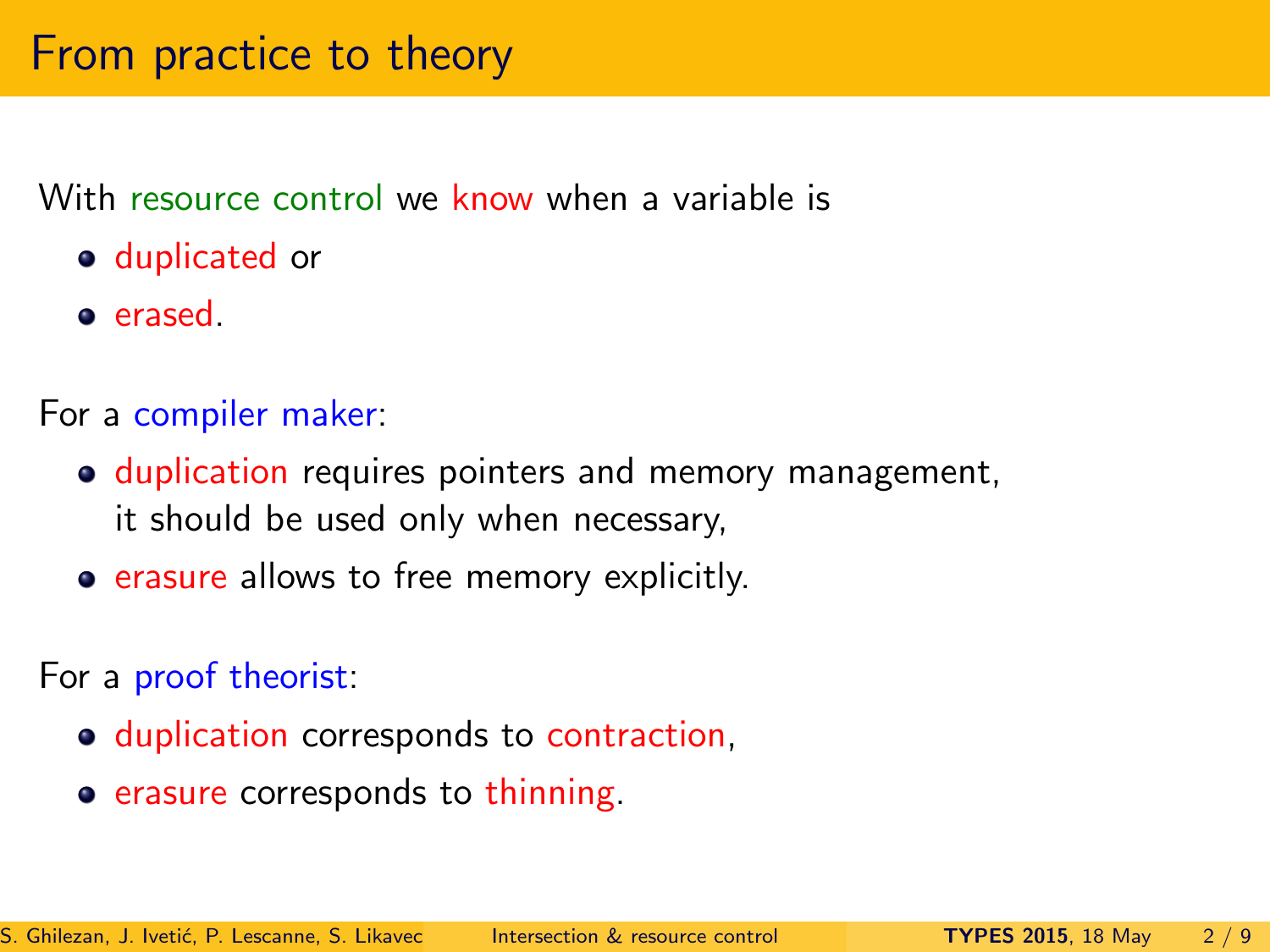# From practice to theory

With resource control we know when a variable is

- duplicated or
- erased.

For a compiler maker:

- duplication requires pointers and memory management, it should be used only when necessary,
- erasure allows to free memory explicitly.

For a proof theorist:

- duplication corresponds to contraction,
- erasure corresponds to thinning.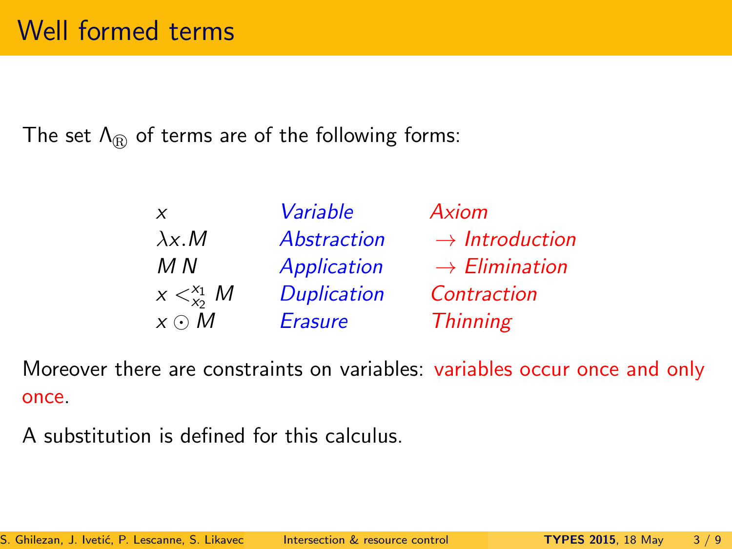# Well formed terms

The set $\Lambda_{®}$ of terms are of the following forms:

| | | |
|---|---|---|
| $x$ | *Variable* | *Axiom* |
| $\lambda x.M$ | *Abstraction* | $\rightarrow$ *Introduction* |
| $M\,N$ | *Application* | $\rightarrow$ *Elimination* |
| $x <^{x_1}_{x_2} M$ | *Duplication* | *Contraction* |
| $x \odot M$ | *Erasure* | *Thinning* |

Moreover there are constraints on variables: variables occur once and only once.

A substitution is defined for this calculus.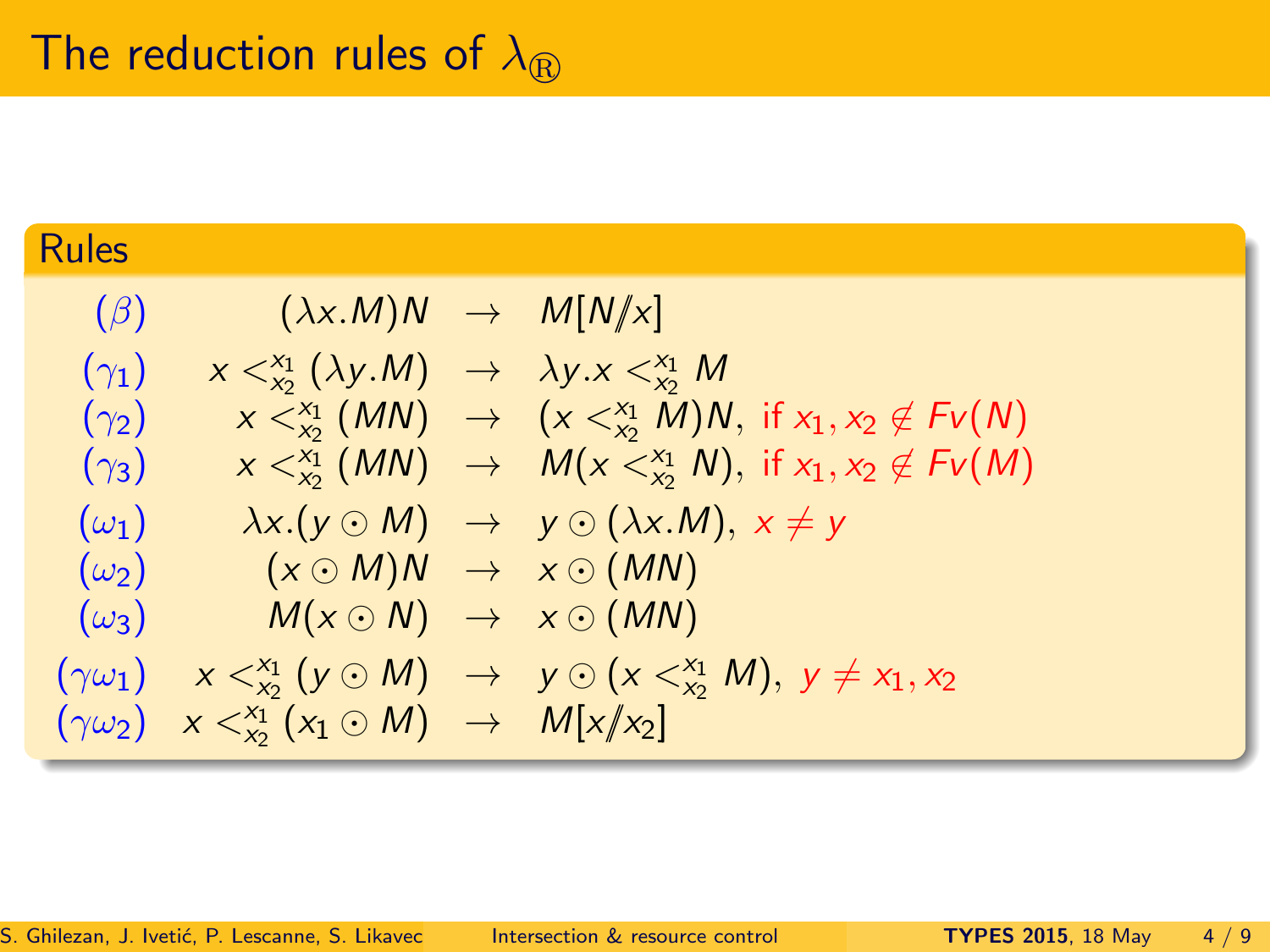# The reduction rules of $\lambda_{\circledR}$

## Rules

$$
\begin{array}{lrcl}
(\beta) & (\lambda x.M)N & \rightarrow & M[N/\!\!/x] \\
(\gamma_1) & x <^{x_1}_{x_2} (\lambda y.M) & \rightarrow & \lambda y.x <^{x_1}_{x_2} M \\
(\gamma_2) & x <^{x_1}_{x_2} (MN) & \rightarrow & (x <^{x_1}_{x_2} M)N, \text{ if } x_1, x_2 \notin Fv(N) \\
(\gamma_3) & x <^{x_1}_{x_2} (MN) & \rightarrow & M(x <^{x_1}_{x_2} N), \text{ if } x_1, x_2 \notin Fv(M) \\
(\omega_1) & \lambda x.(y \odot M) & \rightarrow & y \odot (\lambda x.M), \; x \neq y \\
(\omega_2) & (x \odot M)N & \rightarrow & x \odot (MN) \\
(\omega_3) & M(x \odot N) & \rightarrow & x \odot (MN) \\
(\gamma\omega_1) & x <^{x_1}_{x_2} (y \odot M) & \rightarrow & y \odot (x <^{x_1}_{x_2} M), \; y \neq x_1, x_2 \\
(\gamma\omega_2) & x <^{x_1}_{x_2} (x_1 \odot M) & \rightarrow & M[x/\!\!/x_2]
\end{array}
$$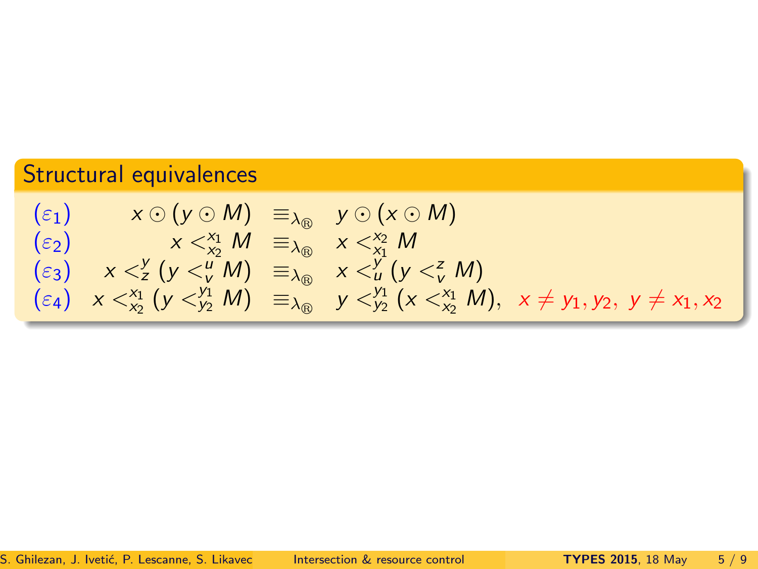## Structural equivalences

$$
\begin{array}{llcl}
(\varepsilon_1) & x \odot (y \odot M) & \equiv_{\lambda_{®}} & y \odot (x \odot M) \\
(\varepsilon_2) & x <^{x_1}_{x_2} M & \equiv_{\lambda_{®}} & x <^{x_2}_{x_1} M \\
(\varepsilon_3) & x <^{y}_{z} (y <^{u}_{v} M) & \equiv_{\lambda_{®}} & x <^{y}_{u} (y <^{z}_{v} M) \\
(\varepsilon_4) & x <^{x_1}_{x_2} (y <^{y_1}_{y_2} M) & \equiv_{\lambda_{®}} & y <^{y_1}_{y_2} (x <^{x_1}_{x_2} M), \quad x \neq y_1, y_2, \; y \neq x_1, x_2
\end{array}
$$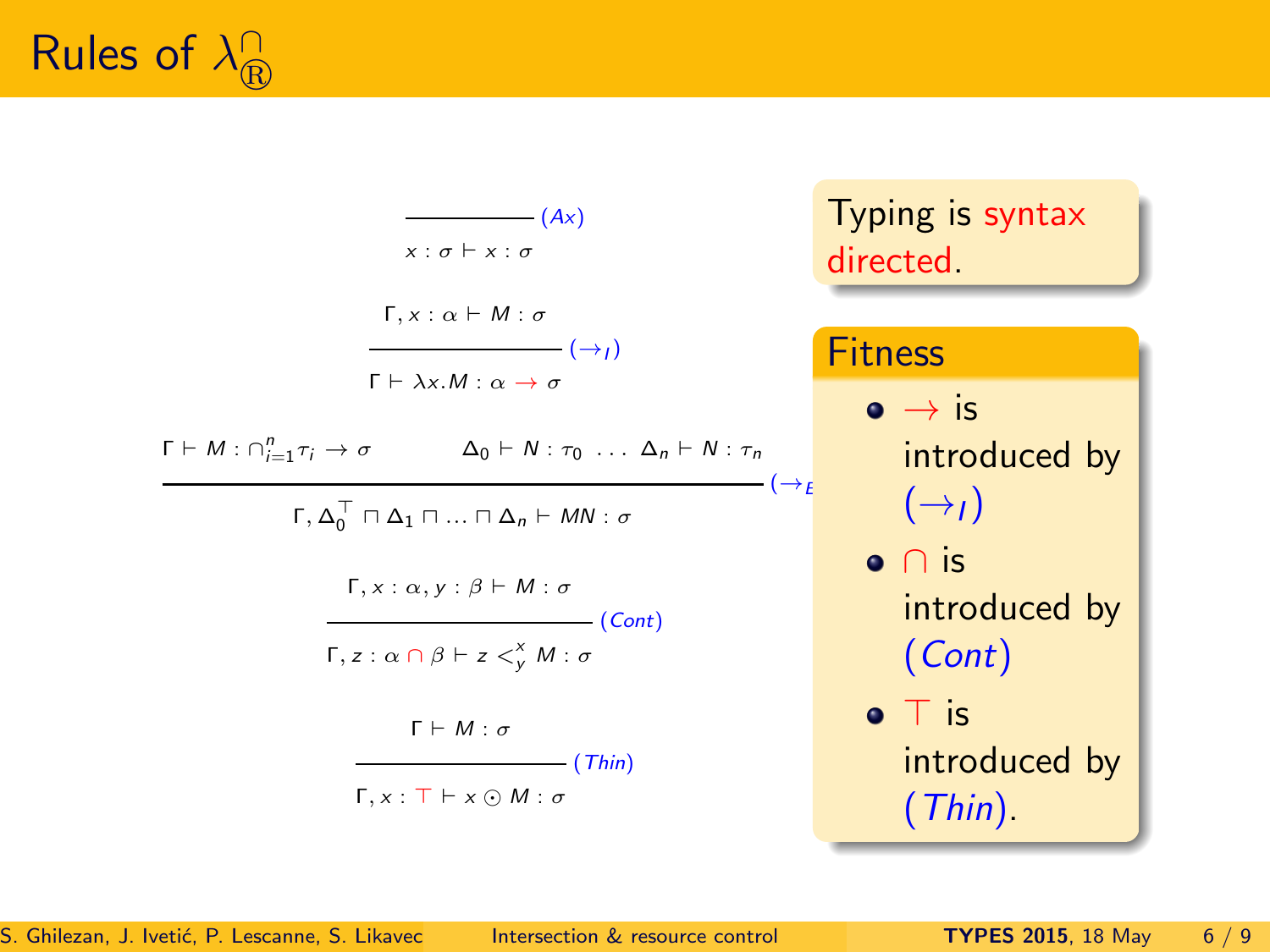# Rules of $\lambda_{®}^{\cap}$

$$\frac{}{x : \sigma \vdash x : \sigma}\ (Ax)$$

$$\frac{\Gamma, x : \alpha \vdash M : \sigma}{\Gamma \vdash \lambda x.M : \alpha \to \sigma}\ (\to_I)$$

$$\frac{\Gamma \vdash M : \cap_{i=1}^{n} \tau_i \to \sigma \qquad \Delta_0 \vdash N : \tau_0 \ \ \ldots \ \ \Delta_n \vdash N : \tau_n}{\Gamma, \Delta_0^{\top} \sqcap \Delta_1 \sqcap \ldots \sqcap \Delta_n \vdash MN : \sigma}\ (\to_E)$$

$$\frac{\Gamma, x : \alpha, y : \beta \vdash M : \sigma}{\Gamma, z : \alpha \cap \beta \vdash z <_{y}^{x} M : \sigma}\ (Cont)$$

$$\frac{\Gamma \vdash M : \sigma}{\Gamma, x : \top \vdash x \odot M : \sigma}\ (Thin)$$

Typing is syntax directed.

**Fitness**

- $\to$ is introduced by $(\to_I)$
- $\cap$ is introduced by $(Cont)$
- $\top$ is introduced by $(Thin)$.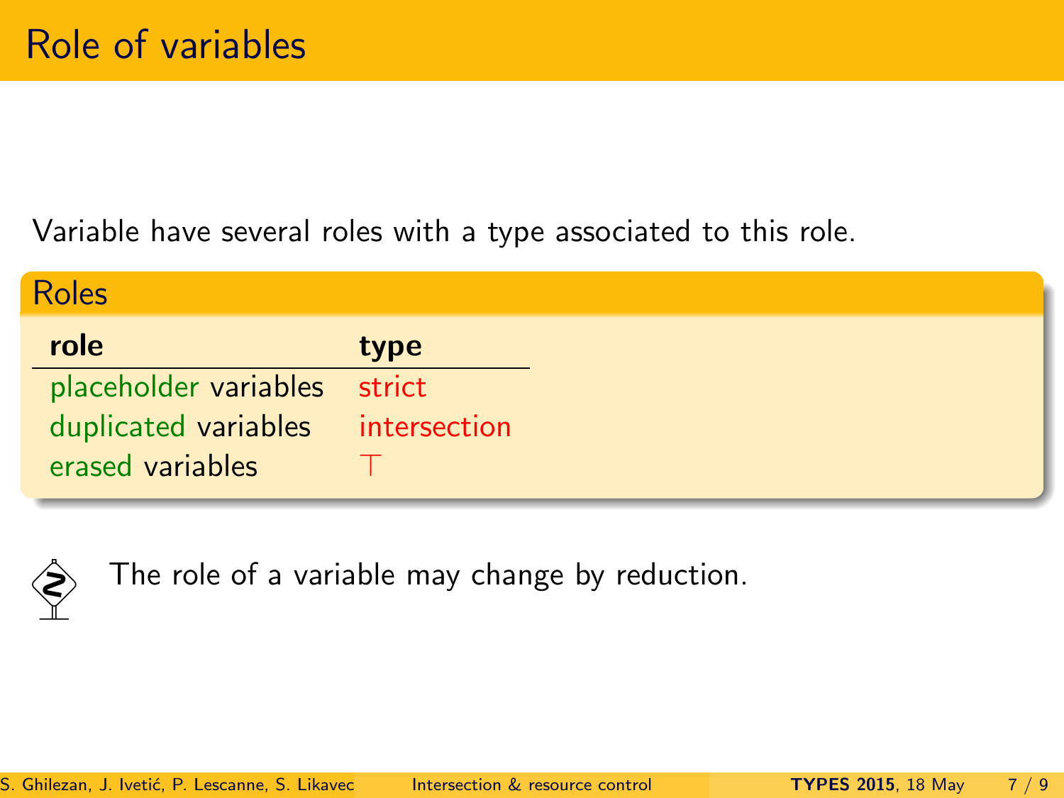# Role of variables

Variable have several roles with a type associated to this role.

## Roles

| **role** | **type** |
| --- | --- |
| placeholder variables | strict |
| duplicated variables | intersection |
| erased variables | $\top$ |

The role of a variable may change by reduction.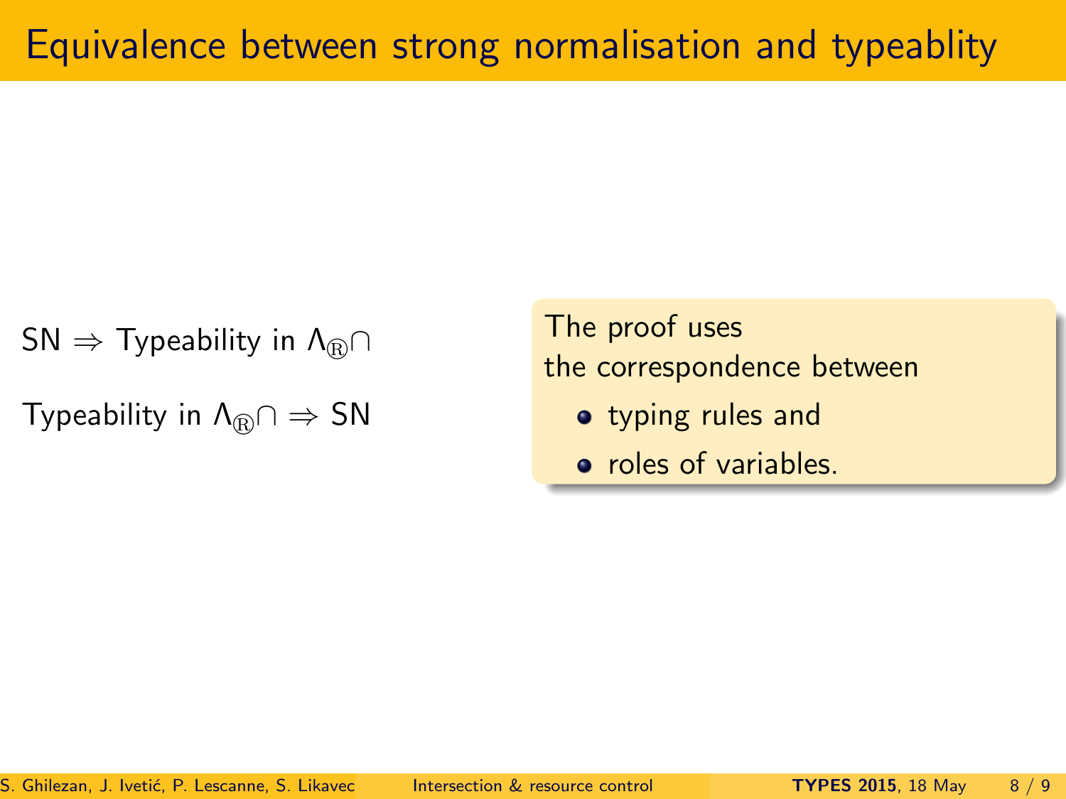# Equivalence between strong normalisation and typeablity

SN $\Rightarrow$ Typeability in $\Lambda_{®}\cap$

Typeability in $\Lambda_{®}\cap \Rightarrow$ SN

The proof uses
the correspondence between

- typing rules and
- roles of variables.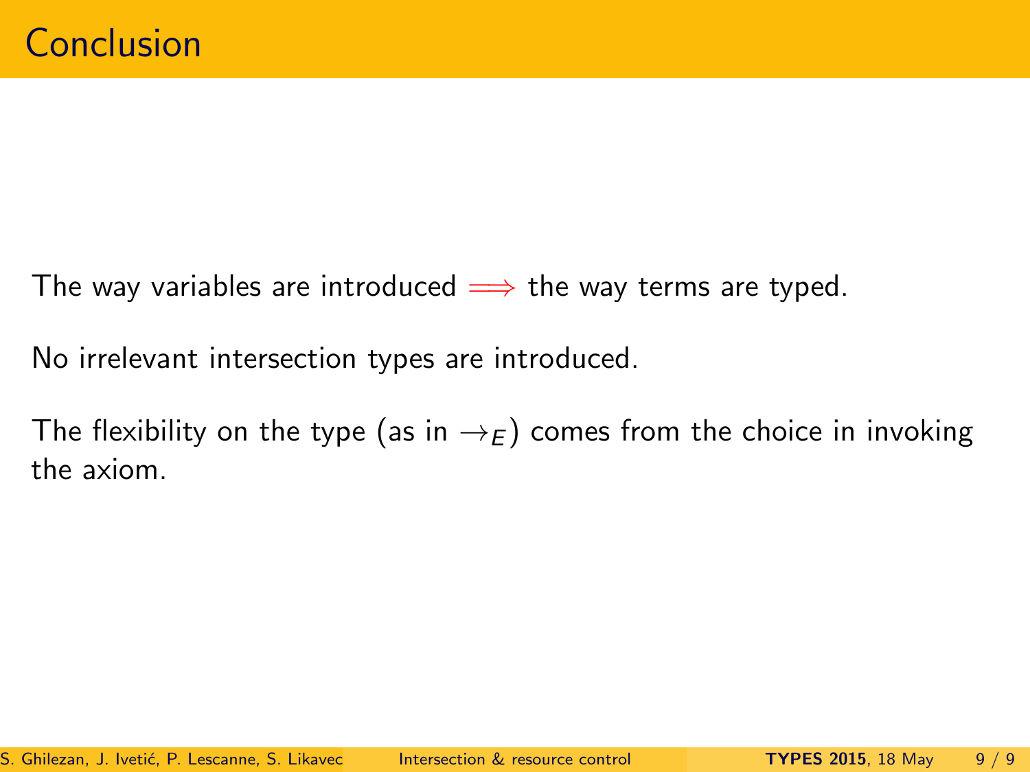# Conclusion

The way variables are introduced $\Longrightarrow$ the way terms are typed.

No irrelevant intersection types are introduced.

The flexibility on the type (as in $\rightarrow_E$) comes from the choice in invoking the axiom.